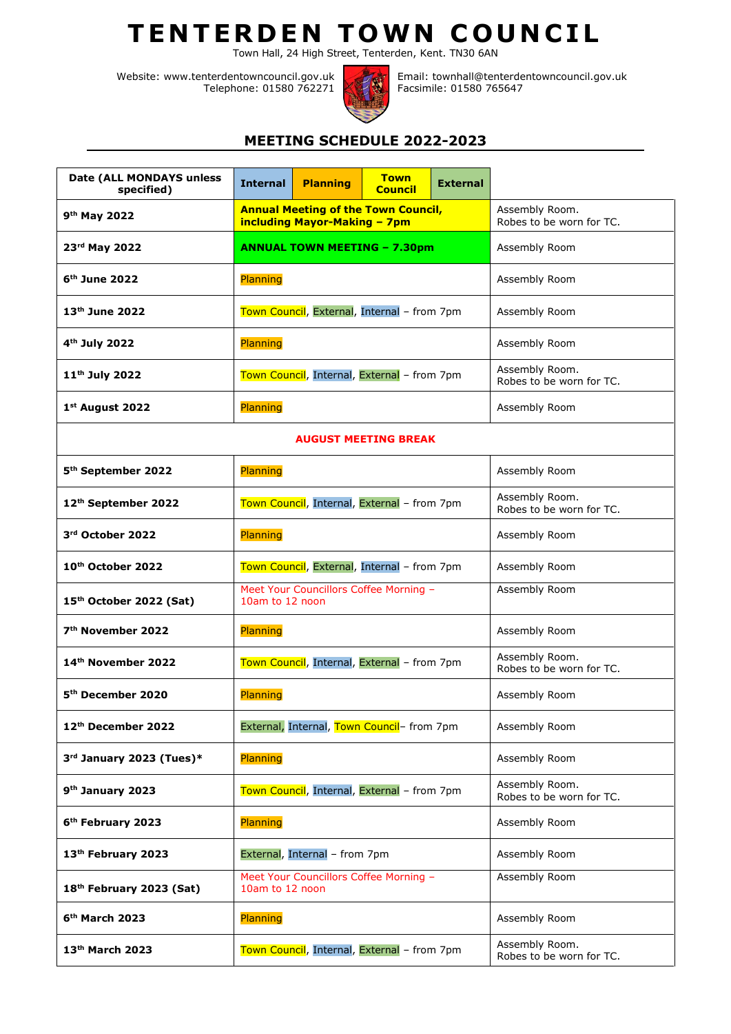# TENTERDEN TOWN COUNCIL

Town Hall, 24 High Street, Tenterden, Kent. TN30 6AN

Website: www.tenterdentowncouncil.gov.uk
Telephone: 01580 762271

Email: townhall@tenterdentowncouncil.gov.uk
Facsimile: 01580 765647

## MEETING SCHEDULE 2022-2023

| Date (ALL MONDAYS unless specified) | Internal / Planning / Town Council / External | |
|---|---|---|
| 9th May 2022 | **Annual Meeting of the Town Council, including Mayor-Making – 7pm** | Assembly Room. Robes to be worn for TC. |
| 23rd May 2022 | **ANNUAL TOWN MEETING – 7.30pm** | Assembly Room |
| 6th June 2022 | Planning | Assembly Room |
| 13th June 2022 | Town Council, External, Internal – from 7pm | Assembly Room |
| 4th July 2022 | Planning | Assembly Room |
| 11th July 2022 | Town Council, Internal, External – from 7pm | Assembly Room. Robes to be worn for TC. |
| 1st August 2022 | Planning | Assembly Room |
| **AUGUST MEETING BREAK** | | |
| 5th September 2022 | Planning | Assembly Room |
| 12th September 2022 | Town Council, Internal, External – from 7pm | Assembly Room. Robes to be worn for TC. |
| 3rd October 2022 | Planning | Assembly Room |
| 10th October 2022 | Town Council, External, Internal – from 7pm | Assembly Room |
| 15th October 2022 (Sat) | Meet Your Councillors Coffee Morning – 10am to 12 noon | Assembly Room |
| 7th November 2022 | Planning | Assembly Room |
| 14th November 2022 | Town Council, Internal, External – from 7pm | Assembly Room. Robes to be worn for TC. |
| 5th December 2020 | Planning | Assembly Room |
| 12th December 2022 | External, Internal, Town Council– from 7pm | Assembly Room |
| 3rd January 2023 (Tues)* | Planning | Assembly Room |
| 9th January 2023 | Town Council, Internal, External – from 7pm | Assembly Room. Robes to be worn for TC. |
| 6th February 2023 | Planning | Assembly Room |
| 13th February 2023 | External, Internal – from 7pm | Assembly Room |
| 18th February 2023 (Sat) | Meet Your Councillors Coffee Morning – 10am to 12 noon | Assembly Room |
| 6th March 2023 | Planning | Assembly Room |
| 13th March 2023 | Town Council, Internal, External – from 7pm | Assembly Room. Robes to be worn for TC. |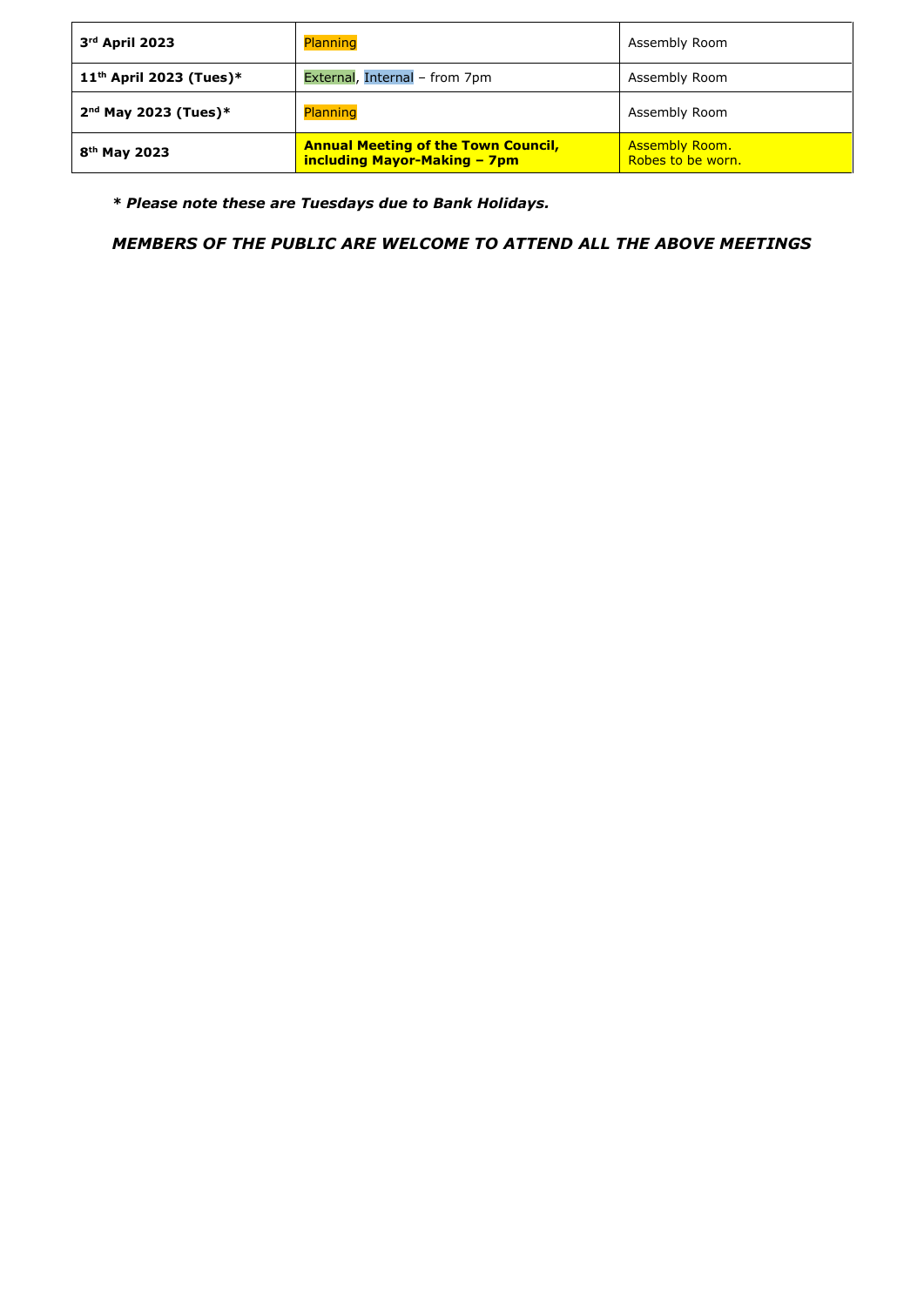| | | |
|---|---|---|
| **3rd April 2023** | Planning | Assembly Room |
| **11th April 2023 (Tues)*** | External, Internal – from 7pm | Assembly Room |
| **2nd May 2023 (Tues)*** | Planning | Assembly Room |
| **8th May 2023** | **Annual Meeting of the Town Council, including Mayor-Making – 7pm** | Assembly Room. Robes to be worn. |

***\* Please note these are Tuesdays due to Bank Holidays.***

***MEMBERS OF THE PUBLIC ARE WELCOME TO ATTEND ALL THE ABOVE MEETINGS***